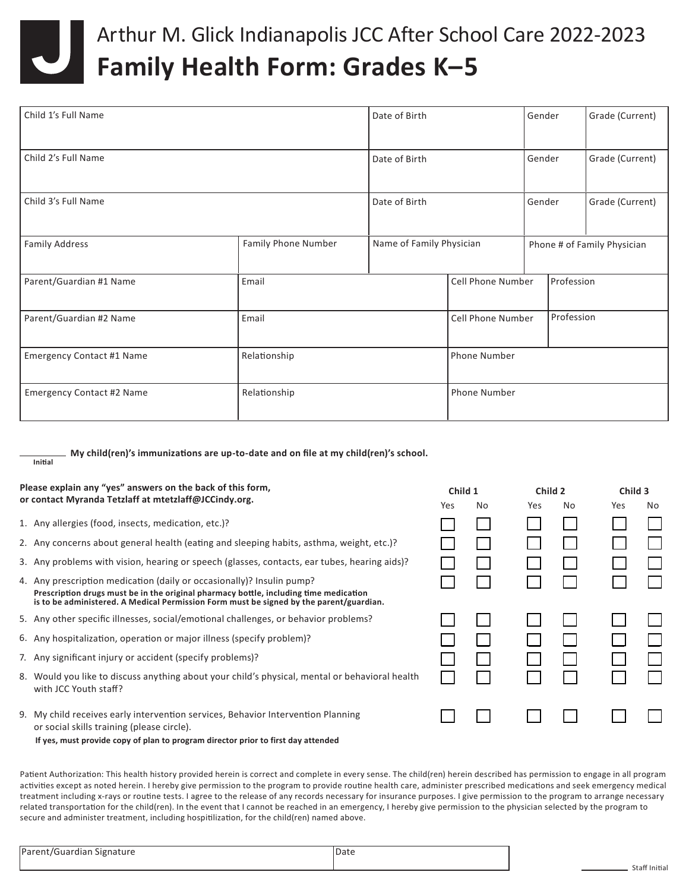# Arthur M. Glick Indianapolis JCC After School Care 2022-2023

## Family Health Form: Grades K–5

| Child 1's Full Name | Date of Birth | Gender | Grade (Current) |
|---|---|---|---|
| Child 2's Full Name | Date of Birth | Gender | Grade (Current) |
| Child 3's Full Name | Date of Birth | Gender | Grade (Current) |

| Family Address | Family Phone Number | Name of Family Physician | Phone # of Family Physician |
|---|---|---|---|

| Parent/Guardian #1 Name | Email | Cell Phone Number | Profession |
|---|---|---|---|
| Parent/Guardian #2 Name | Email | Cell Phone Number | Profession |

| Emergency Contact #1 Name | Relationship | Phone Number |
|---|---|---|
| Emergency Contact #2 Name | Relationship | Phone Number |

_________ **My child(ren)'s immunizations are up-to-date and on file at my child(ren)'s school.**
Initial

**Please explain any "yes" answers on the back of this form, or contact Myranda Tetzlaff at mtetzlaff@JCCindy.org.**

| | Child 1 | | Child 2 | | Child 3 | |
|---|---|---|---|---|---|---|
| | Yes | No | Yes | No | Yes | No |
| 1. Any allergies (food, insects, medication, etc.)? | ☐ | ☐ | ☐ | ☐ | ☐ | ☐ |
| 2. Any concerns about general health (eating and sleeping habits, asthma, weight, etc.)? | ☐ | ☐ | ☐ | ☐ | ☐ | ☐ |
| 3. Any problems with vision, hearing or speech (glasses, contacts, ear tubes, hearing aids)? | ☐ | ☐ | ☐ | ☐ | ☐ | ☐ |
| 4. Any prescription medication (daily or occasionally)? Insulin pump? **Prescription drugs must be in the original pharmacy bottle, including time medication is to be administered. A Medical Permission Form must be signed by the parent/guardian.** | ☐ | ☐ | ☐ | ☐ | ☐ | ☐ |
| 5. Any other specific illnesses, social/emotional challenges, or behavior problems? | ☐ | ☐ | ☐ | ☐ | ☐ | ☐ |
| 6. Any hospitalization, operation or major illness (specify problem)? | ☐ | ☐ | ☐ | ☐ | ☐ | ☐ |
| 7. Any significant injury or accident (specify problems)? | ☐ | ☐ | ☐ | ☐ | ☐ | ☐ |
| 8. Would you like to discuss anything about your child's physical, mental or behavioral health with JCC Youth staff? | ☐ | ☐ | ☐ | ☐ | ☐ | ☐ |
| 9. My child receives early intervention services, Behavior Intervention Planning or social skills training (please circle). **If yes, must provide copy of plan to program director prior to first day attended** | ☐ | ☐ | ☐ | ☐ | ☐ | ☐ |

Patient Authorization: This health history provided herein is correct and complete in every sense. The child(ren) herein described has permission to engage in all program activities except as noted herein. I hereby give permission to the program to provide routine health care, administer prescribed medications and seek emergency medical treatment including x-rays or routine tests. I agree to the release of any records necessary for insurance purposes. I give permission to the program to arrange necessary related transportation for the child(ren). In the event that I cannot be reached in an emergency, I hereby give permission to the physician selected by the program to secure and administer treatment, including hospitilization, for the child(ren) named above.

| Parent/Guardian Signature | Date |
|---|---|

_________ Staff Initial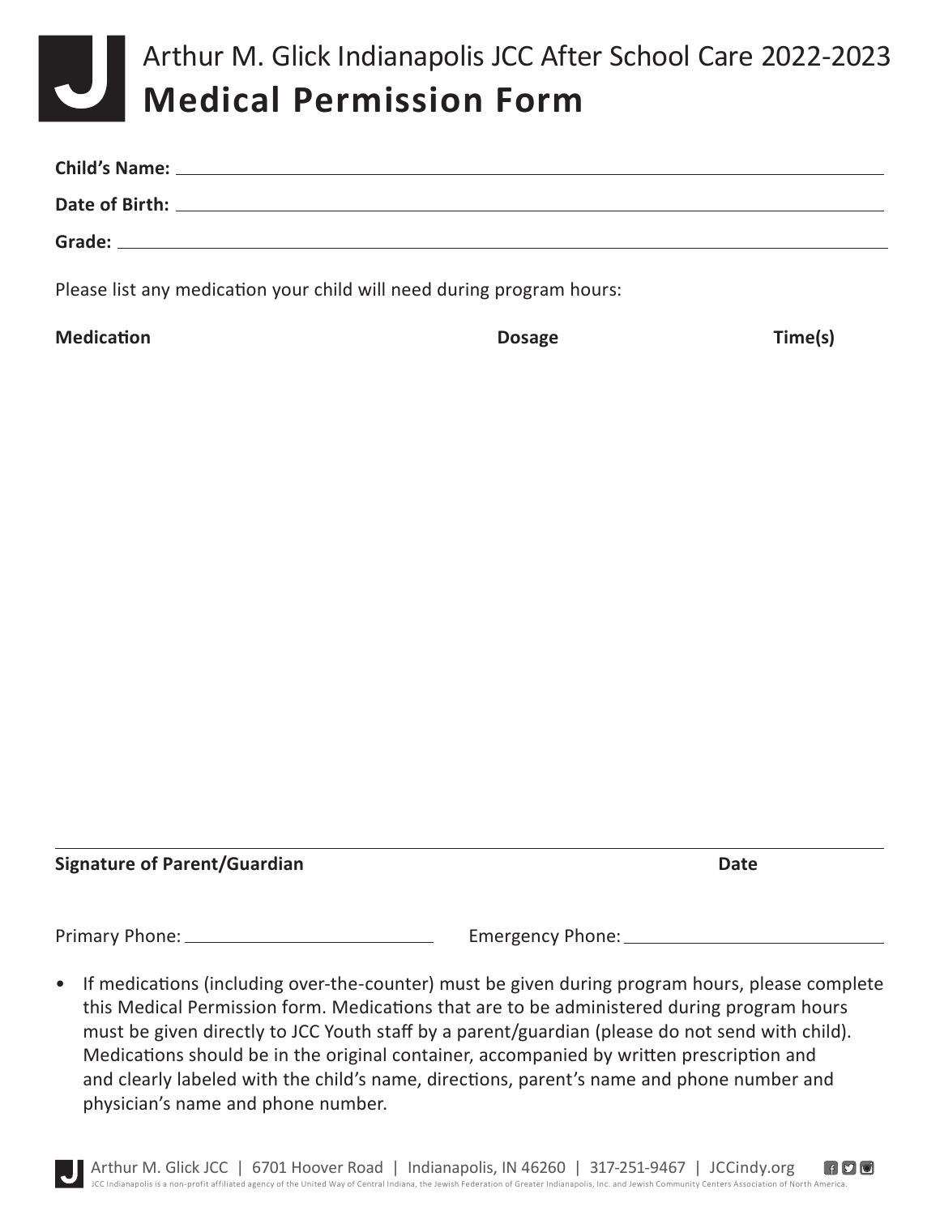Arthur M. Glick Indianapolis JCC After School Care 2022-2023

# Medical Permission Form

**Child's Name:** ______________________________

**Date of Birth:** ______________________________

**Grade:** ______________________________

Please list any medication your child will need during program hours:

| Medication | Dosage | Time(s) |
| --- | --- | --- |
| | | |

______________________________

**Signature of Parent/Guardian** **Date**

Primary Phone: ______________________________ Emergency Phone: ______________________________

- If medications (including over-the-counter) must be given during program hours, please complete this Medical Permission form. Medications that are to be administered during program hours must be given directly to JCC Youth staff by a parent/guardian (please do not send with child). Medications should be in the original container, accompanied by written prescription and and clearly labeled with the child's name, directions, parent's name and phone number and physician's name and phone number.

Arthur M. Glick JCC | 6701 Hoover Road | Indianapolis, IN 46260 | 317-251-9467 | JCCindy.org

JCC Indianapolis is a non-profit affiliated agency of the United Way of Central Indiana, the Jewish Federation of Greater Indianapolis, Inc. and Jewish Community Centers Association of North America.